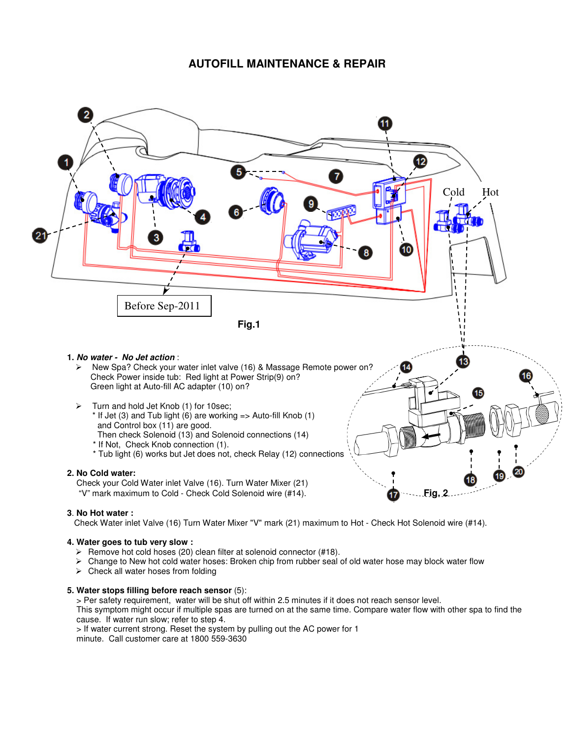# AUTOFILL MAINTENANCE & REPAIR

Before Sep-2011

Cold Hot

Fig.1

Fig. 2

1. ***No water - No Jet action*** :
   - New Spa? Check your water inlet valve (16) & Massage Remote power on?
     Check Power inside tub: Red light at Power Strip(9) on?
     Green light at Auto-fill AC adapter (10) on?
   - Turn and hold Jet Knob (1) for 10sec;
     * If Jet (3) and Tub light (6) are working => Auto-fill Knob (1) and Control box (11) are good.
       Then check Solenoid (13) and Solenoid connections (14)
     * If Not, Check Knob connection (1).
     * Tub light (6) works but Jet does not, check Relay (12) connections

2. **No Cold water:**
   Check your Cold Water inlet Valve (16). Turn Water Mixer (21) "V" mark maximum to Cold - Check Cold Solenoid wire (#14).

3. **No Hot water :**
   Check Water inlet Valve (16) Turn Water Mixer "V" mark (21) maximum to Hot - Check Hot Solenoid wire (#14).

4. **Water goes to tub very slow :**
   - Remove hot cold hoses (20) clean filter at solenoid connector (#18).
   - Change to New hot cold water hoses: Broken chip from rubber seal of old water hose may block water flow
   - Check all water hoses from folding

5. **Water stops filling before reach sensor** (5):
   > Per safety requirement, water will be shut off within 2.5 minutes if it does not reach sensor level.
   This symptom might occur if multiple spas are turned on at the same time. Compare water flow with other spa to find the cause. If water run slow; refer to step 4.
   > If water current strong. Reset the system by pulling out the AC power for 1 minute. Call customer care at 1800 559-3630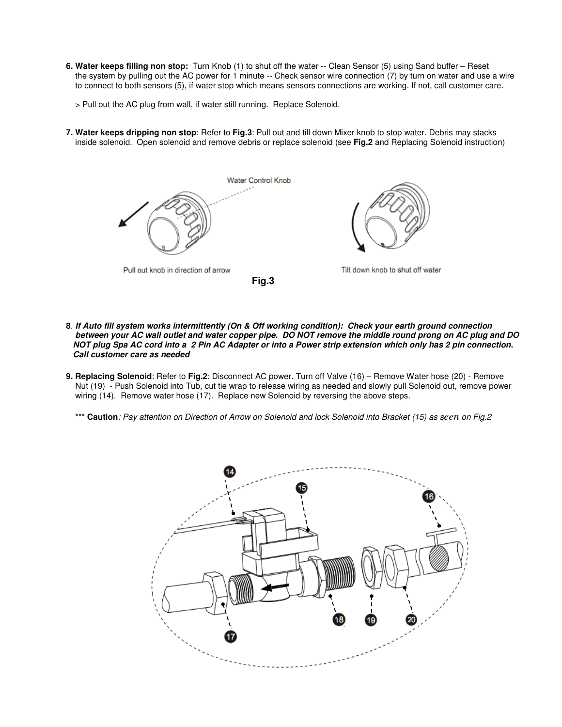**6. Water keeps filling non stop:** Turn Knob (1) to shut off the water -- Clean Sensor (5) using Sand buffer – Reset the system by pulling out the AC power for 1 minute -- Check sensor wire connection (7) by turn on water and use a wire to connect to both sensors (5), if water stop which means sensors connections are working. If not, call customer care.

> Pull out the AC plug from wall, if water still running. Replace Solenoid.

**7. Water keeps dripping non stop**: Refer to **Fig.3**: Pull out and till down Mixer knob to stop water. Debris may stacks inside solenoid. Open solenoid and remove debris or replace solenoid (see **Fig.2** and Replacing Solenoid instruction)

Water Control Knob

Pull out knob in direction of arrow

Tilt down knob to shut off water

**Fig.3**

8. ***If Auto fill system works intermittently (On & Off working condition): Check your earth ground connection between your AC wall outlet and water copper pipe. DO NOT remove the middle round prong on AC plug and DO NOT plug Spa AC cord into a 2 Pin AC Adapter or into a Power strip extension which only has 2 pin connection. Call customer care as needed***

**9. Replacing Solenoid**: Refer to **Fig.2**: Disconnect AC power. Turn off Valve (16) – Remove Water hose (20) - Remove Nut (19) - Push Solenoid into Tub, cut tie wrap to release wiring as needed and slowly pull Solenoid out, remove power wiring (14). Remove water hose (17). Replace new Solenoid by reversing the above steps.

*** **Caution**: *Pay attention on Direction of Arrow on Solenoid and lock Solenoid into Bracket (15) as seen on Fig.2*

14
15
16
17
18
19
20